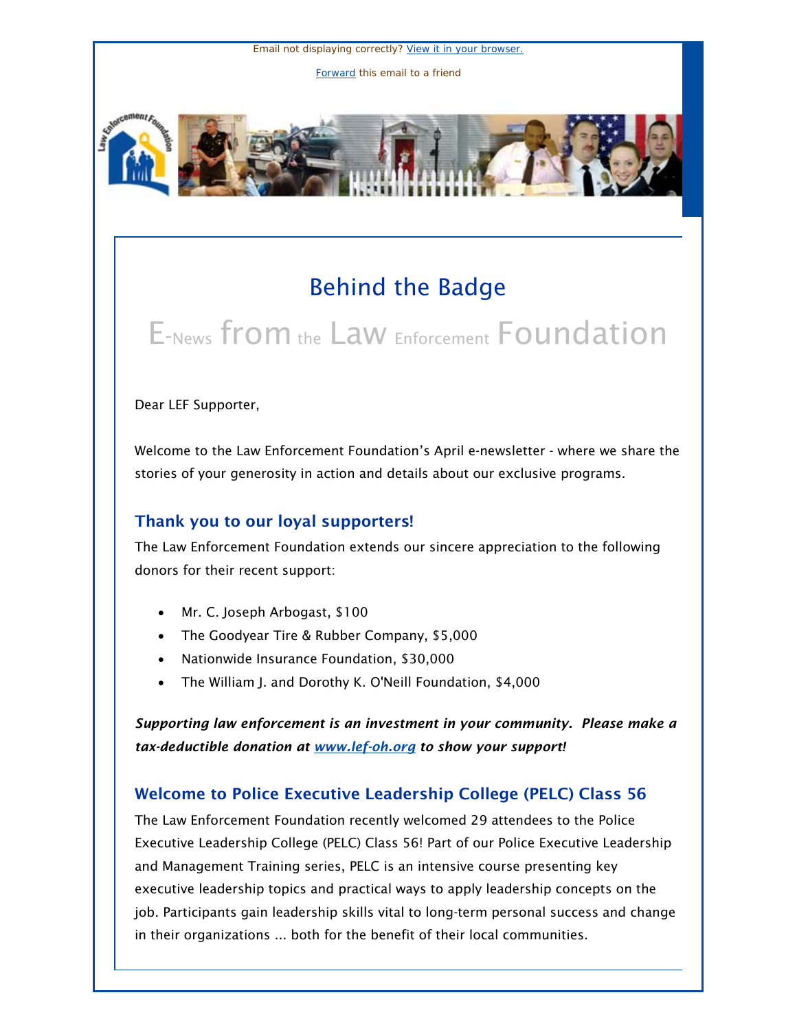Email not displaying correctly? View it in your browser.

Forward this email to a friend

# Behind the Badge

## E-News from the Law Enforcement Foundation

Dear LEF Supporter,

Welcome to the Law Enforcement Foundation's April e-newsletter - where we share the stories of your generosity in action and details about our exclusive programs.

### Thank you to our loyal supporters!

The Law Enforcement Foundation extends our sincere appreciation to the following donors for their recent support:

- Mr. C. Joseph Arbogast, $100
- The Goodyear Tire & Rubber Company, $5,000
- Nationwide Insurance Foundation, $30,000
- The William J. and Dorothy K. O'Neill Foundation, $4,000

***Supporting law enforcement is an investment in your community. Please make a tax-deductible donation at www.lef-oh.org to show your support!***

### Welcome to Police Executive Leadership College (PELC) Class 56

The Law Enforcement Foundation recently welcomed 29 attendees to the Police Executive Leadership College (PELC) Class 56! Part of our Police Executive Leadership and Management Training series, PELC is an intensive course presenting key executive leadership topics and practical ways to apply leadership concepts on the job. Participants gain leadership skills vital to long-term personal success and change in their organizations ... both for the benefit of their local communities.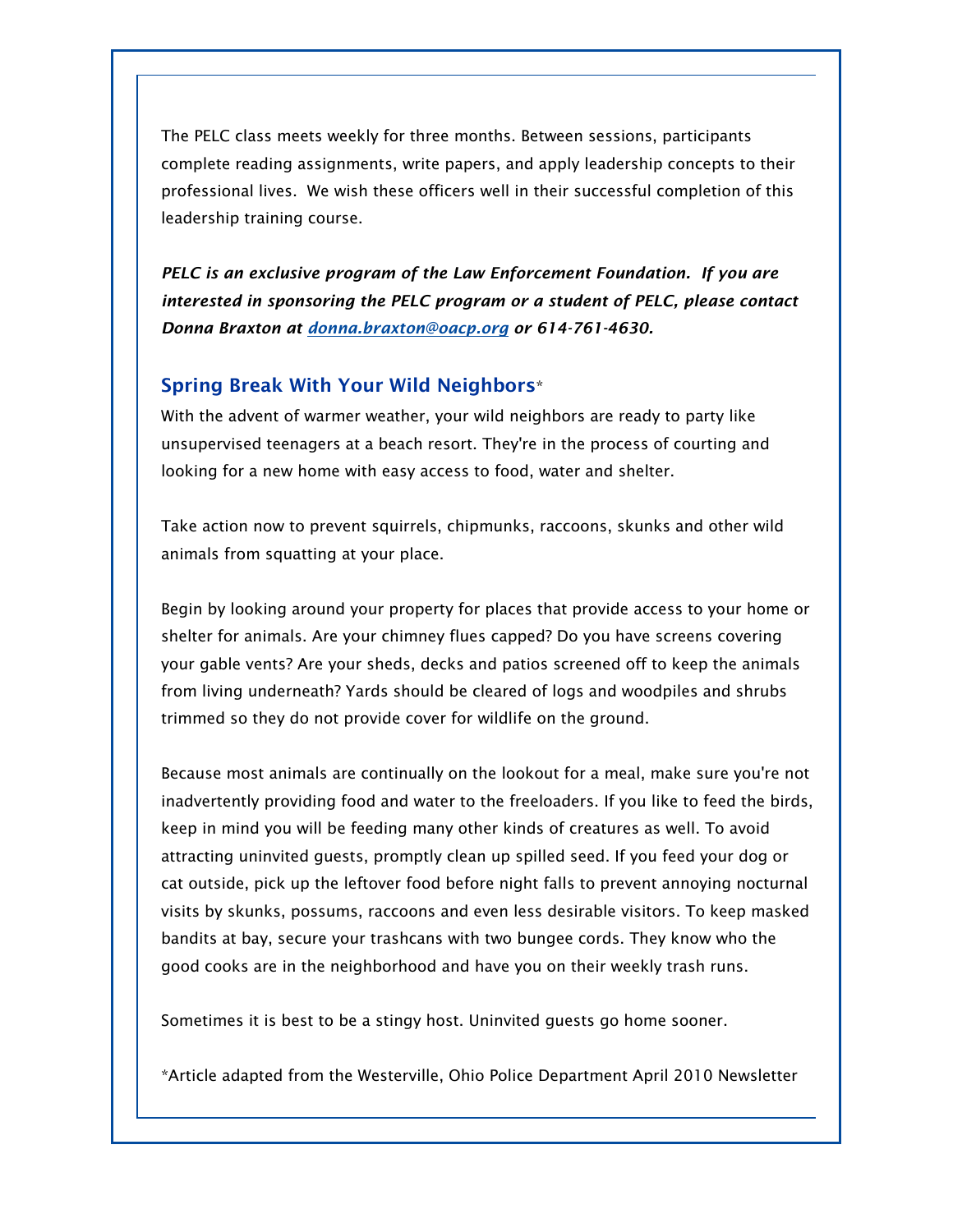The PELC class meets weekly for three months. Between sessions, participants complete reading assignments, write papers, and apply leadership concepts to their professional lives. We wish these officers well in their successful completion of this leadership training course.

***PELC is an exclusive program of the Law Enforcement Foundation. If you are interested in sponsoring the PELC program or a student of PELC, please contact Donna Braxton at [donna.braxton@oacp.org](mailto:donna.braxton@oacp.org) or 614-761-4630.***

## Spring Break With Your Wild Neighbors*

With the advent of warmer weather, your wild neighbors are ready to party like unsupervised teenagers at a beach resort. They're in the process of courting and looking for a new home with easy access to food, water and shelter.

Take action now to prevent squirrels, chipmunks, raccoons, skunks and other wild animals from squatting at your place.

Begin by looking around your property for places that provide access to your home or shelter for animals. Are your chimney flues capped? Do you have screens covering your gable vents? Are your sheds, decks and patios screened off to keep the animals from living underneath? Yards should be cleared of logs and woodpiles and shrubs trimmed so they do not provide cover for wildlife on the ground.

Because most animals are continually on the lookout for a meal, make sure you're not inadvertently providing food and water to the freeloaders. If you like to feed the birds, keep in mind you will be feeding many other kinds of creatures as well. To avoid attracting uninvited guests, promptly clean up spilled seed. If you feed your dog or cat outside, pick up the leftover food before night falls to prevent annoying nocturnal visits by skunks, possums, raccoons and even less desirable visitors. To keep masked bandits at bay, secure your trashcans with two bungee cords. They know who the good cooks are in the neighborhood and have you on their weekly trash runs.

Sometimes it is best to be a stingy host. Uninvited guests go home sooner.

*Article adapted from the Westerville, Ohio Police Department April 2010 Newsletter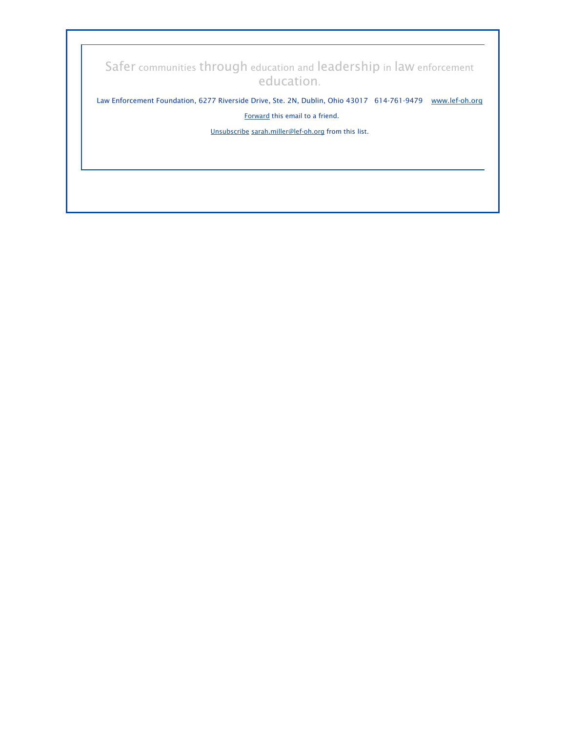Safer communities through education and leadership in law enforcement education.

Law Enforcement Foundation, 6277 Riverside Drive, Ste. 2N, Dublin, Ohio 43017   614-761-9479    www.lef-oh.org

Forward this email to a friend.

Unsubscribe sarah.miller@lef-oh.org from this list.